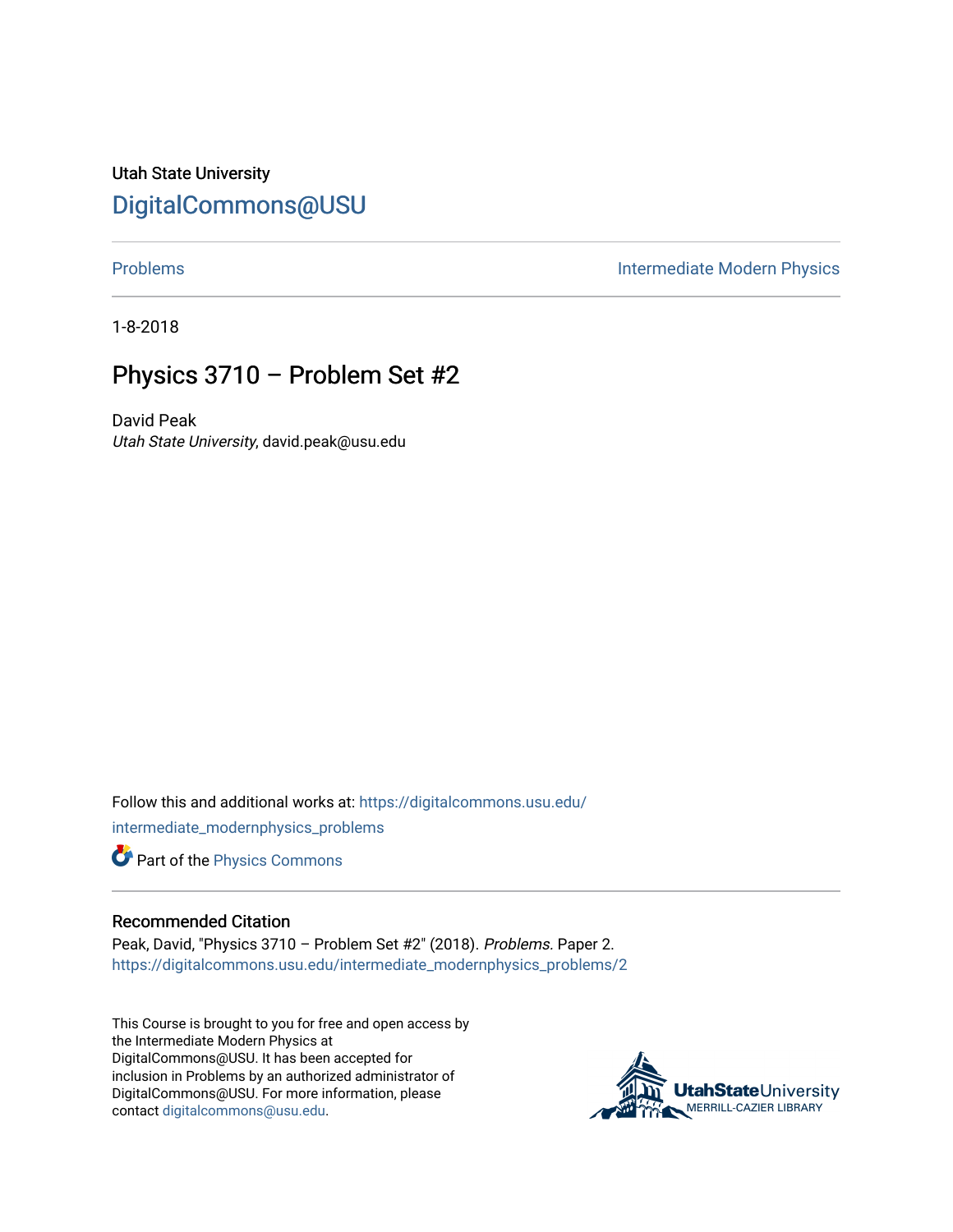Utah State University

## DigitalCommons@USU

Problems | Intermediate Modern Physics

1-8-2018

# Physics 3710 – Problem Set #2

David Peak
*Utah State University*, david.peak@usu.edu

Follow this and additional works at: https://digitalcommons.usu.edu/intermediate_modernphysics_problems

Part of the Physics Commons

### Recommended Citation

Peak, David, "Physics 3710 – Problem Set #2" (2018). *Problems.* Paper 2.
https://digitalcommons.usu.edu/intermediate_modernphysics_problems/2

This Course is brought to you for free and open access by the Intermediate Modern Physics at DigitalCommons@USU. It has been accepted for inclusion in Problems by an authorized administrator of DigitalCommons@USU. For more information, please contact digitalcommons@usu.edu.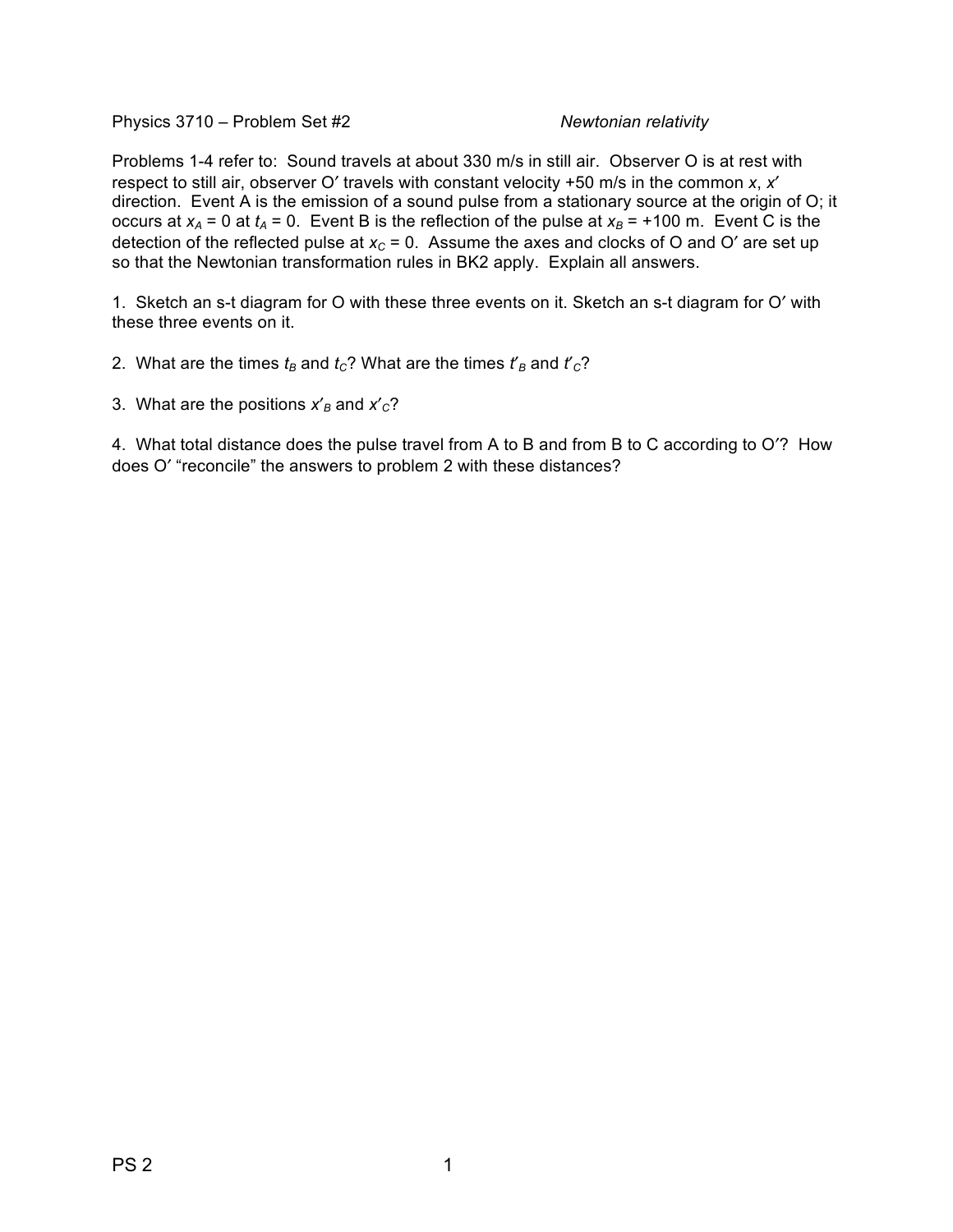Physics 3710 – Problem Set #2 *Newtonian relativity*

Problems 1-4 refer to: Sound travels at about 330 m/s in still air. Observer O is at rest with respect to still air, observer O′ travels with constant velocity +50 m/s in the common $x$, $x'$ direction. Event A is the emission of a sound pulse from a stationary source at the origin of O; it occurs at $x_A = 0$ at $t_A = 0$. Event B is the reflection of the pulse at $x_B = +100$ m. Event C is the detection of the reflected pulse at $x_C = 0$. Assume the axes and clocks of O and O′ are set up so that the Newtonian transformation rules in BK2 apply. Explain all answers.

1. Sketch an s-t diagram for O with these three events on it. Sketch an s-t diagram for O′ with these three events on it.

2. What are the times $t_B$ and $t_C$? What are the times $t'_B$ and $t'_C$?

3. What are the positions $x'_B$ and $x'_C$?

4. What total distance does the pulse travel from A to B and from B to C according to O′? How does O′ "reconcile" the answers to problem 2 with these distances?